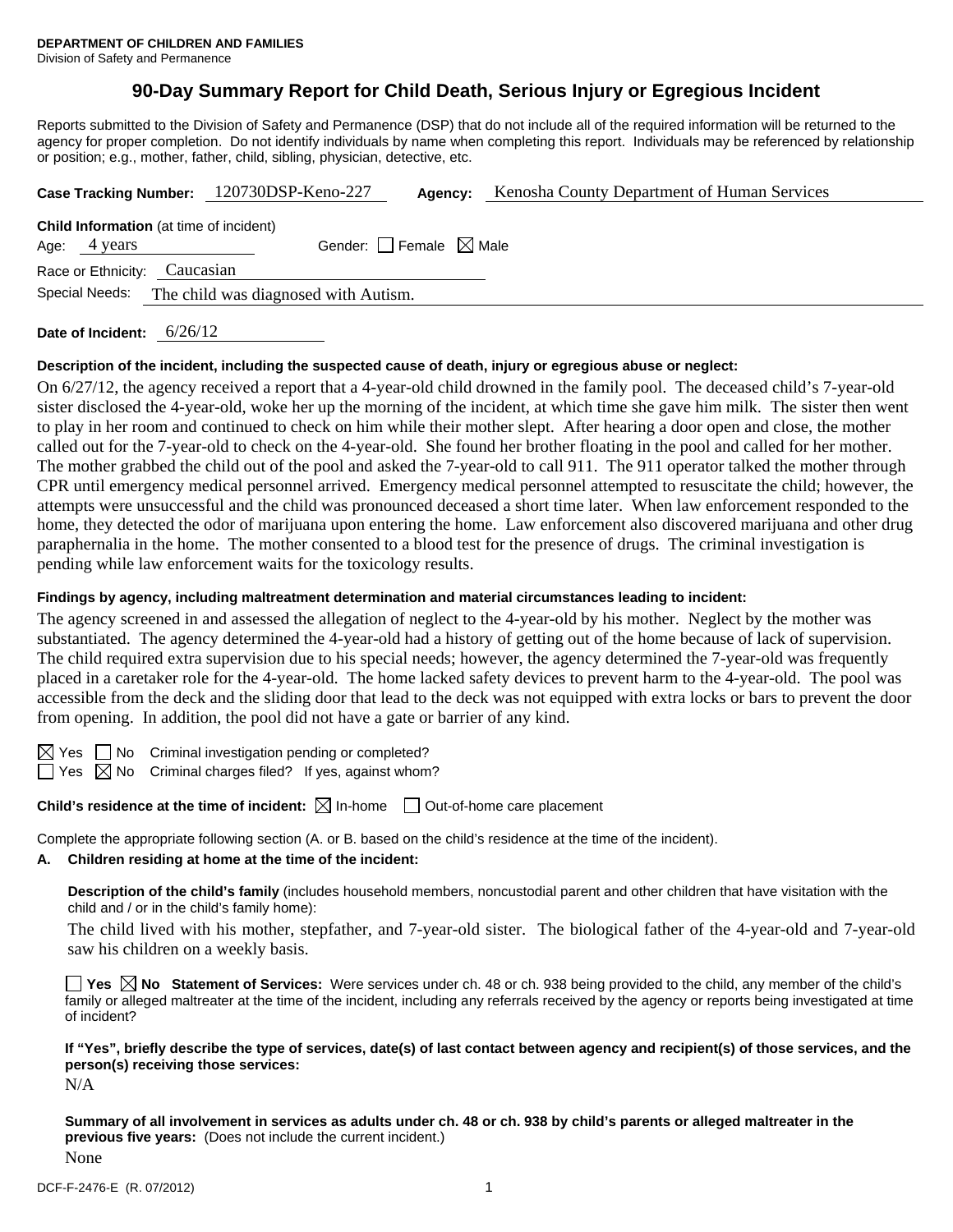**DEPARTMENT OF CHILDREN AND FAMILIES**
Division of Safety and Permanence

# 90-Day Summary Report for Child Death, Serious Injury or Egregious Incident

Reports submitted to the Division of Safety and Permanence (DSP) that do not include all of the required information will be returned to the agency for proper completion. Do not identify individuals by name when completing this report. Individuals may be referenced by relationship or position; e.g., mother, father, child, sibling, physician, detective, etc.

**Case Tracking Number:** 120730DSP-Keno-227 **Agency:** Kenosha County Department of Human Services

**Child Information** (at time of incident)
Age: 4 years Gender: ☐ Female ☒ Male
Race or Ethnicity: Caucasian
Special Needs: The child was diagnosed with Autism.

**Date of Incident:** 6/26/12

**Description of the incident, including the suspected cause of death, injury or egregious abuse or neglect:**

On 6/27/12, the agency received a report that a 4-year-old child drowned in the family pool. The deceased child's 7-year-old sister disclosed the 4-year-old, woke her up the morning of the incident, at which time she gave him milk. The sister then went to play in her room and continued to check on him while their mother slept. After hearing a door open and close, the mother called out for the 7-year-old to check on the 4-year-old. She found her brother floating in the pool and called for her mother. The mother grabbed the child out of the pool and asked the 7-year-old to call 911. The 911 operator talked the mother through CPR until emergency medical personnel arrived. Emergency medical personnel attempted to resuscitate the child; however, the attempts were unsuccessful and the child was pronounced deceased a short time later. When law enforcement responded to the home, they detected the odor of marijuana upon entering the home. Law enforcement also discovered marijuana and other drug paraphernalia in the home. The mother consented to a blood test for the presence of drugs. The criminal investigation is pending while law enforcement waits for the toxicology results.

**Findings by agency, including maltreatment determination and material circumstances leading to incident:**

The agency screened in and assessed the allegation of neglect to the 4-year-old by his mother. Neglect by the mother was substantiated. The agency determined the 4-year-old had a history of getting out of the home because of lack of supervision. The child required extra supervision due to his special needs; however, the agency determined the 7-year-old was frequently placed in a caretaker role for the 4-year-old. The home lacked safety devices to prevent harm to the 4-year-old. The pool was accessible from the deck and the sliding door that lead to the deck was not equipped with extra locks or bars to prevent the door from opening. In addition, the pool did not have a gate or barrier of any kind.

☒ Yes ☐ No Criminal investigation pending or completed?
☐ Yes ☒ No Criminal charges filed? If yes, against whom?

**Child's residence at the time of incident:** ☒ In-home ☐ Out-of-home care placement

Complete the appropriate following section (A. or B. based on the child's residence at the time of the incident).

**A. Children residing at home at the time of the incident:**

**Description of the child's family** (includes household members, noncustodial parent and other children that have visitation with the child and / or in the child's family home):

The child lived with his mother, stepfather, and 7-year-old sister. The biological father of the 4-year-old and 7-year-old saw his children on a weekly basis.

☐ **Yes** ☒ **No Statement of Services:** Were services under ch. 48 or ch. 938 being provided to the child, any member of the child's family or alleged maltreater at the time of the incident, including any referrals received by the agency or reports being investigated at time of incident?

**If "Yes", briefly describe the type of services, date(s) of last contact between agency and recipient(s) of those services, and the person(s) receiving those services:**

N/A

**Summary of all involvement in services as adults under ch. 48 or ch. 938 by child's parents or alleged maltreater in the previous five years:** (Does not include the current incident.)

None

DCF-F-2476-E (R. 07/2012)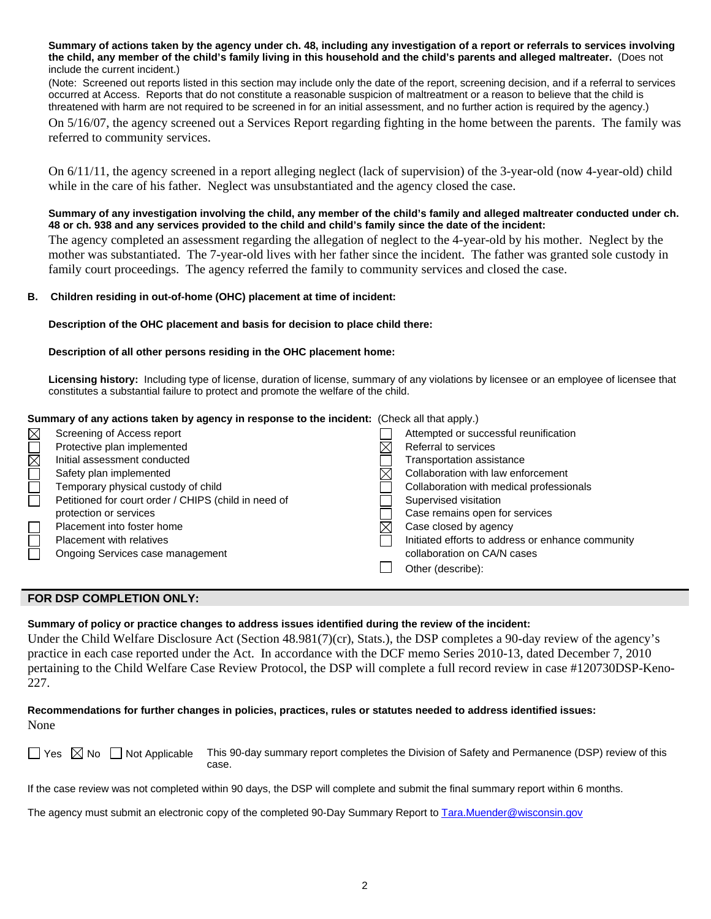**Summary of actions taken by the agency under ch. 48, including any investigation of a report or referrals to services involving the child, any member of the child's family living in this household and the child's parents and alleged maltreater.** (Does not include the current incident.)

(Note: Screened out reports listed in this section may include only the date of the report, screening decision, and if a referral to services occurred at Access. Reports that do not constitute a reasonable suspicion of maltreatment or a reason to believe that the child is threatened with harm are not required to be screened in for an initial assessment, and no further action is required by the agency.)

On 5/16/07, the agency screened out a Services Report regarding fighting in the home between the parents. The family was referred to community services.

On 6/11/11, the agency screened in a report alleging neglect (lack of supervision) of the 3-year-old (now 4-year-old) child while in the care of his father. Neglect was unsubstantiated and the agency closed the case.

**Summary of any investigation involving the child, any member of the child's family and alleged maltreater conducted under ch. 48 or ch. 938 and any services provided to the child and child's family since the date of the incident:**

The agency completed an assessment regarding the allegation of neglect to the 4-year-old by his mother. Neglect by the mother was substantiated. The 7-year-old lives with her father since the incident. The father was granted sole custody in family court proceedings. The agency referred the family to community services and closed the case.

**B. Children residing in out-of-home (OHC) placement at time of incident:**

**Description of the OHC placement and basis for decision to place child there:**

**Description of all other persons residing in the OHC placement home:**

**Licensing history:** Including type of license, duration of license, summary of any violations by licensee or an employee of licensee that constitutes a substantial failure to protect and promote the welfare of the child.

**Summary of any actions taken by agency in response to the incident:** (Check all that apply.)

- ☒ Screening of Access report
- ☐ Protective plan implemented
- ☒ Initial assessment conducted
- ☐ Safety plan implemented
- ☐ Temporary physical custody of child
- ☐ Petitioned for court order / CHIPS (child in need of protection or services
- ☐ Placement into foster home
- ☐ Placement with relatives
- ☐ Ongoing Services case management
- ☐ Attempted or successful reunification
- ☒ Referral to services
- ☐ Transportation assistance
- ☒ Collaboration with law enforcement
- ☐ Collaboration with medical professionals
- ☐ Supervised visitation
- ☐ Case remains open for services
- ☒ Case closed by agency
- ☐ Initiated efforts to address or enhance community collaboration on CA/N cases
- ☐ Other (describe):

## FOR DSP COMPLETION ONLY:

**Summary of policy or practice changes to address issues identified during the review of the incident:**

Under the Child Welfare Disclosure Act (Section 48.981(7)(cr), Stats.), the DSP completes a 90-day review of the agency's practice in each case reported under the Act. In accordance with the DCF memo Series 2010-13, dated December 7, 2010 pertaining to the Child Welfare Case Review Protocol, the DSP will complete a full record review in case #120730DSP-Keno-227.

**Recommendations for further changes in policies, practices, rules or statutes needed to address identified issues:**

None

☐ Yes ☒ No ☐ Not Applicable This 90-day summary report completes the Division of Safety and Permanence (DSP) review of this case.

If the case review was not completed within 90 days, the DSP will complete and submit the final summary report within 6 months.

The agency must submit an electronic copy of the completed 90-Day Summary Report to Tara.Muender@wisconsin.gov